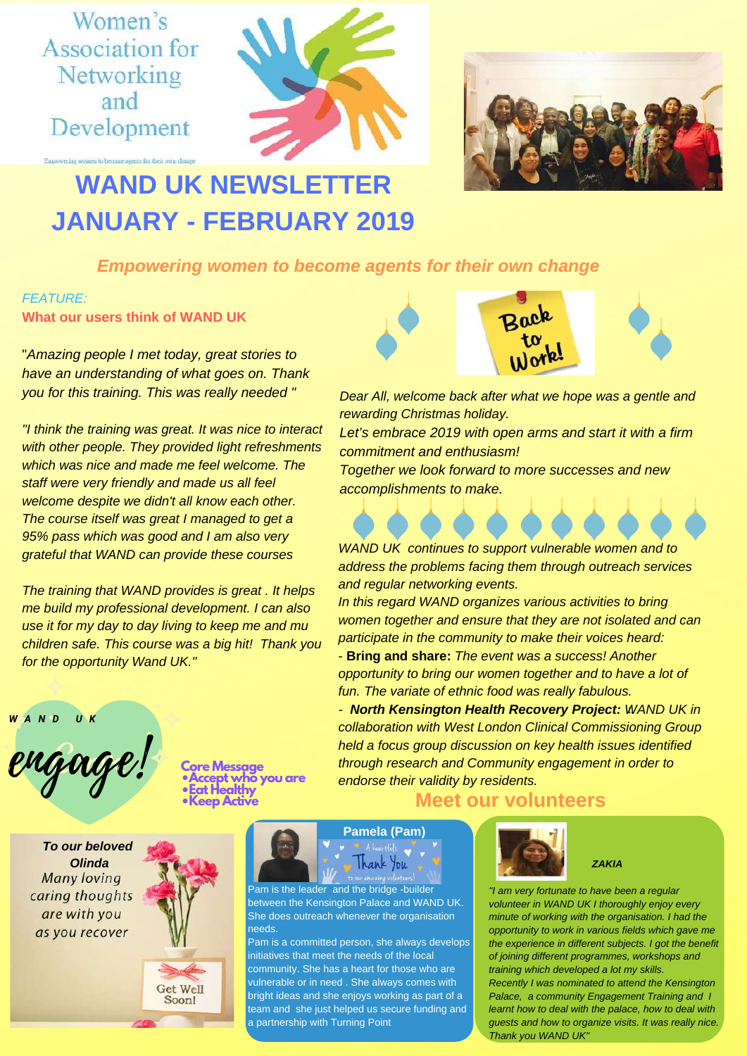Women's Association for Networking and Development

Empowering women to become agents for their own change

# WAND UK NEWSLETTER
# JANUARY - FEBRUARY 2019

***Empowering women to become agents for their own change***

*FEATURE:*

**What our users think of WAND UK**

"*Amazing people I met today, great stories to have an understanding of what goes on. Thank you for this training. This was really needed* "

*"I think the training was great. It was nice to interact with other people. They provided light refreshments which was nice and made me feel welcome. The staff were very friendly and made us all feel welcome despite we didn't all know each other. The course itself was great I managed to get a 95% pass which was good and I am also very grateful that WAND can provide these courses*

*The training that WAND provides is great . It helps me build my professional development. I can also use it for my day to day living to keep me and mu children safe. This course was a big hit! Thank you for the opportunity Wand UK."*

Back to Work!

*Dear All, welcome back after what we hope was a gentle and rewarding Christmas holiday.*
*Let's embrace 2019 with open arms and start it with a firm commitment and enthusiasm!*
*Together we look forward to more successes and new accomplishments to make.*

*WAND UK continues to support vulnerable women and to address the problems facing them through outreach services and regular networking events.*
*In this regard WAND organizes various activities to bring women together and ensure that they are not isolated and can participate in the community to make their voices heard:*

- **Bring and share:** *The event was a success! Another opportunity to bring our women together and to have a lot of fun. The variate of ethnic food was really fabulous.*
- ***North Kensington Health Recovery Project:*** *WAND UK in collaboration with West London Clinical Commissioning Group held a focus group discussion on key health issues identified through research and Community engagement in order to endorse their validity by residents.*

WAND UK engage!

**Core Message**
- **Accept who you are**
- **Eat Healthy**
- **Keep Active**

***To our beloved Olinda***
*Many loving caring thoughts are with you as you recover*

Get Well Soon!

## Meet our volunteers

**Pamela (Pam)**

A heartfelt Thank You to our amazing volunteers!

Pam is the leader and the bridge -builder between the Kensington Palace and WAND UK. She does outreach whenever the organisation needs.

Pam is a committed person, she always develops initiatives that meet the needs of the local community. She has a heart for those who are vulnerable or in need . She always comes with bright ideas and she enjoys working as part of a team and she just helped us secure funding and a partnership with Turning Point

***ZAKIA***

*"I am very fortunate to have been a regular volunteer in WAND UK I thoroughly enjoy every minute of working with the organisation. I had the opportunity to work in various fields which gave me the experience in different subjects. I got the benefit of joining different programmes, workshops and training which developed a lot my skills.*
*Recently I was nominated to attend the Kensington Palace, a community Engagement Training and I learnt how to deal with the palace, how to deal with guests and how to organize visits. It was really nice. Thank you WAND UK"*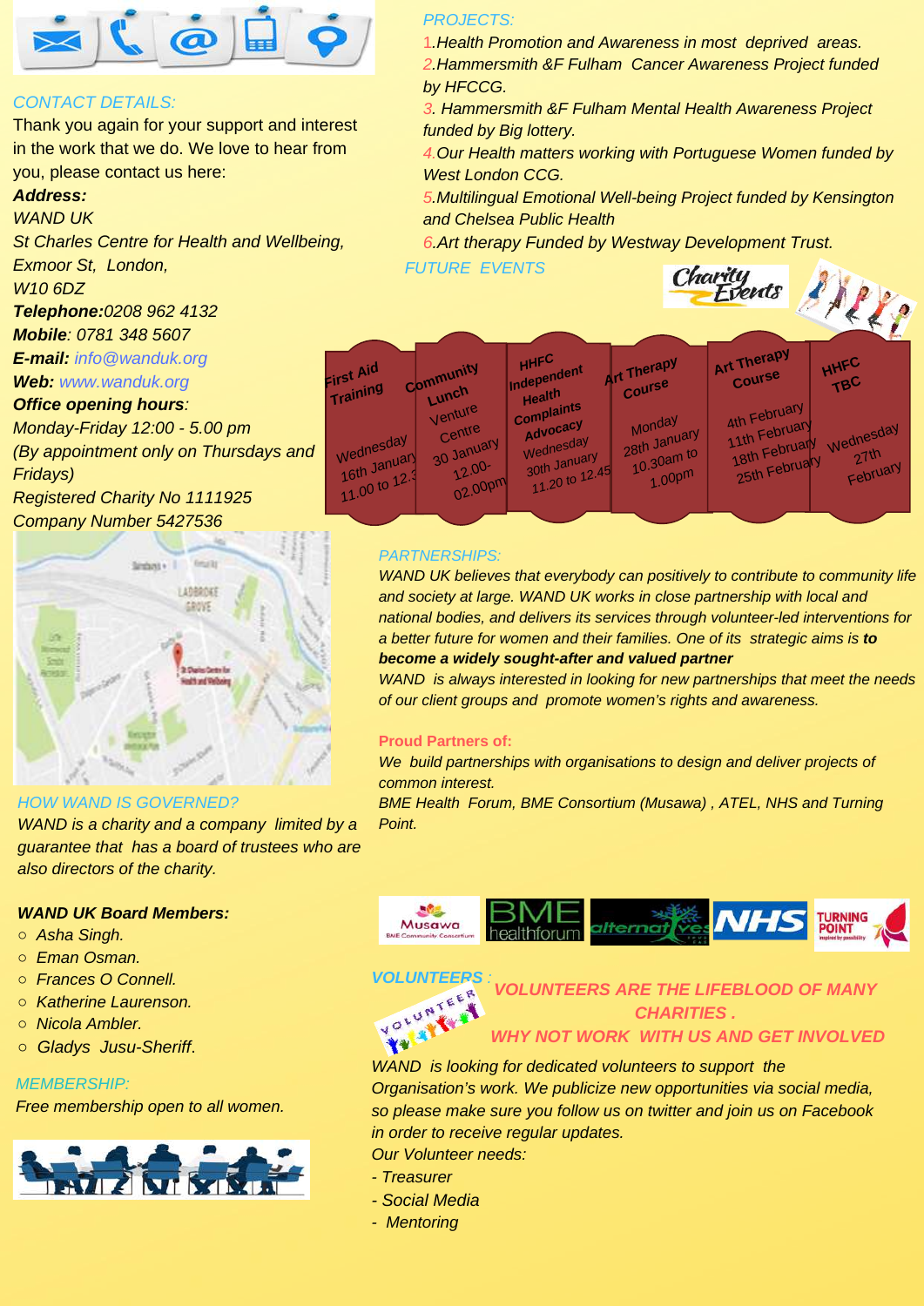## CONTACT DETAILS:

Thank you again for your support and interest in the work that we do. We love to hear from you, please contact us here:

***Address:***

*WAND UK*
*St Charles Centre for Health and Wellbeing,*
*Exmoor St, London,*
*W10 6DZ*

***Telephone:****0208 962 4132*
***Mobile****: 0781 348 5607*
***E-mail:*** *info@wanduk.org*
***Web:*** *www.wanduk.org*
***Office opening hours****:*
*Monday-Friday 12:00 - 5.00 pm*
*(By appointment only on Thursdays and Fridays)*
*Registered Charity No 1111925*
*Company Number 5427536*

## HOW WAND IS GOVERNED?

*WAND is a charity and a company limited by a guarantee that has a board of trustees who are also directors of the charity.*

***WAND UK Board Members:***

- *Asha Singh.*
- *Eman Osman.*
- *Frances O Connell.*
- *Katherine Laurenson.*
- *Nicola Ambler.*
- *Gladys Jusu-Sheriff.*

## MEMBERSHIP:

*Free membership open to all women.*

## PROJECTS:

1. *Health Promotion and Awareness in most deprived areas.*
2. *Hammersmith &F Fulham Cancer Awareness Project funded by HFCCG.*
3. *Hammersmith &F Fulham Mental Health Awareness Project funded by Big lottery.*
4. *Our Health matters working with Portuguese Women funded by West London CCG.*
5. *Multilingual Emotional Well-being Project funded by Kensington and Chelsea Public Health*
6. *Art therapy Funded by Westway Development Trust.*

## FUTURE EVENTS

Charity Events

| First Aid Training | Community Lunch | HHFC Independent Health Complaints Advocacy | Art Therapy Course | Art Therapy Course | HHFC TBC |
|---|---|---|---|---|---|
| Wednesday 16th January 11.00 to 12.3 | Venture Centre 30 January 12.00-02.00pm | Wednesday 30th January 11.20 to 12.45 | Monday 28th January 10.30am to 1.00pm | 4th February 11th February 18th February 25th February | Wednesday 27th February |

## PARTNERSHIPS:

*WAND UK believes that everybody can positively to contribute to community life and society at large. WAND UK works in close partnership with local and national bodies, and delivers its services through volunteer-led interventions for a better future for women and their families. One of its strategic aims is* ***to become a widely sought-after and valued partner***

*WAND is always interested in looking for new partnerships that meet the needs of our client groups and promote women's rights and awareness.*

**Proud Partners of:**

*We build partnerships with organisations to design and deliver projects of common interest.*

*BME Health Forum, BME Consortium (Musawa) , ATEL, NHS and Turning Point.*

## VOLUNTEERS :

**VOLUNTEERS ARE THE LIFEBLOOD OF MANY CHARITIES .**
**WHY NOT WORK WITH US AND GET INVOLVED**

*WAND is looking for dedicated volunteers to support the Organisation's work. We publicize new opportunities via social media, so please make sure you follow us on twitter and join us on Facebook in order to receive regular updates.*

*Our Volunteer needs:*

- *Treasurer*
- *Social Media*
- *Mentoring*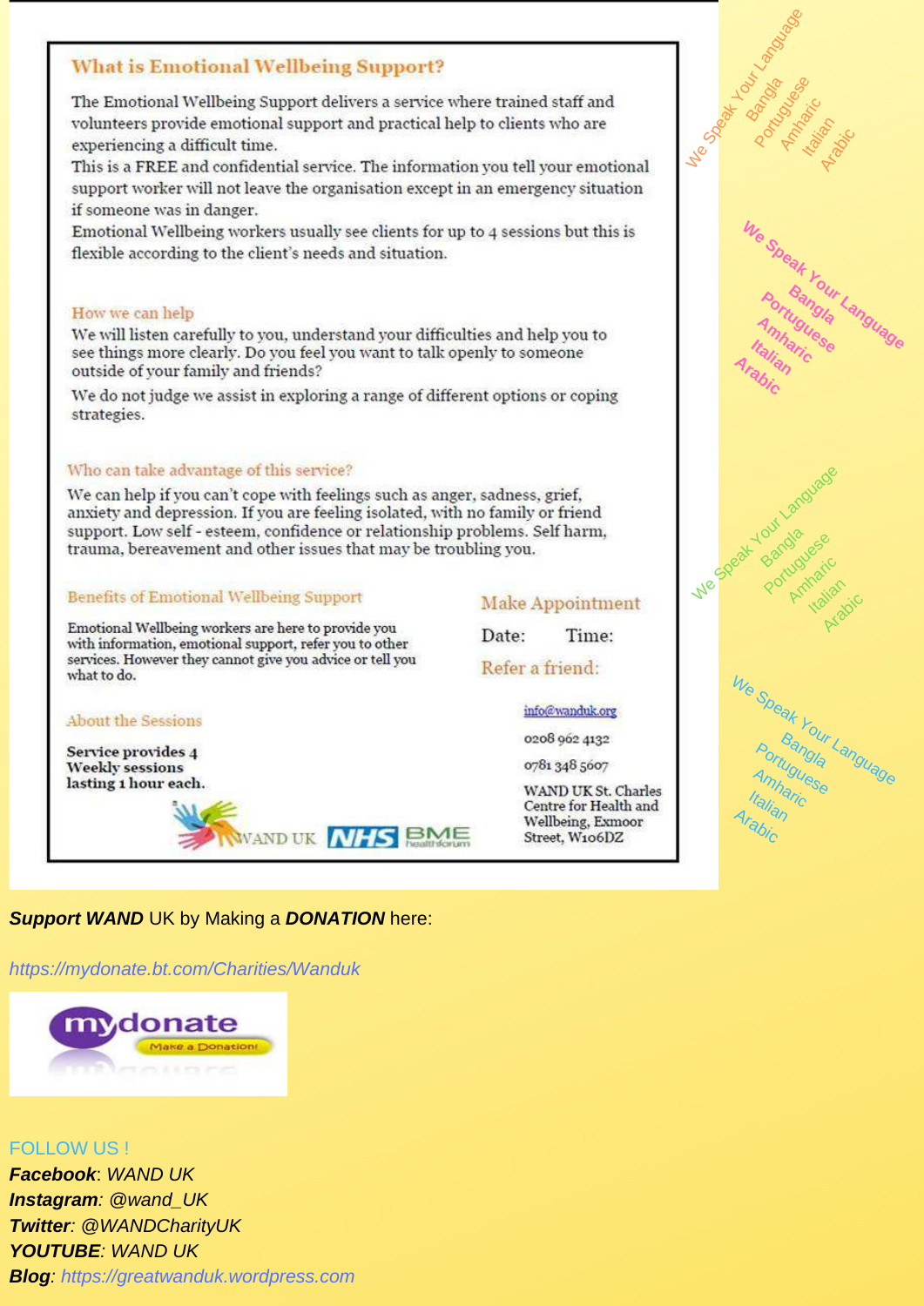## What is Emotional Wellbeing Support?

The Emotional Wellbeing Support delivers a service where trained staff and volunteers provide emotional support and practical help to clients who are experiencing a difficult time.
This is a FREE and confidential service. The information you tell your emotional support worker will not leave the organisation except in an emergency situation if someone was in danger.
Emotional Wellbeing workers usually see clients for up to 4 sessions but this is flexible according to the client's needs and situation.

### How we can help

We will listen carefully to you, understand your difficulties and help you to see things more clearly. Do you feel you want to talk openly to someone outside of your family and friends?

We do not judge we assist in exploring a range of different options or coping strategies.

### Who can take advantage of this service?

We can help if you can't cope with feelings such as anger, sadness, grief, anxiety and depression. If you are feeling isolated, with no family or friend support. Low self - esteem, confidence or relationship problems. Self harm, trauma, bereavement and other issues that may be troubling you.

### Benefits of Emotional Wellbeing Support

Emotional Wellbeing workers are here to provide you with information, emotional support, refer you to other services. However they cannot give you advice or tell you what to do.

### About the Sessions

**Service provides 4 Weekly sessions lasting 1 hour each.**

WAND UK NHS BME healthforum

### Make Appointment

Date: Time:

### Refer a friend:

info@wanduk.org

0208 962 4132

0781 348 5607

WAND UK St. Charles Centre for Health and Wellbeing, Exmoor Street, W10 6DZ

We Speak Your Language
Bangla
Portuguese
Amharic
Italian
Arabic

We Speak Your Language
Bangla
Portuguese
Amharic
Italian
Arabic

We Speak Your Language
Bangla
Portuguese
Amharic
Italian
Arabic

We Speak Your Language
Bangla
Portuguese
Amharic
Italian
Arabic

***Support WAND*** UK by Making a ***DONATION*** here:

*https://mydonate.bt.com/Charities/Wanduk*

mydonate Make a Donation!

FOLLOW US !

***Facebook***: *WAND UK*
***Instagram***: *@wand_UK*
***Twitter***: *@WANDCharityUK*
***YOUTUBE***: *WAND UK*
***Blog***: *https://greatwanduk.wordpress.com*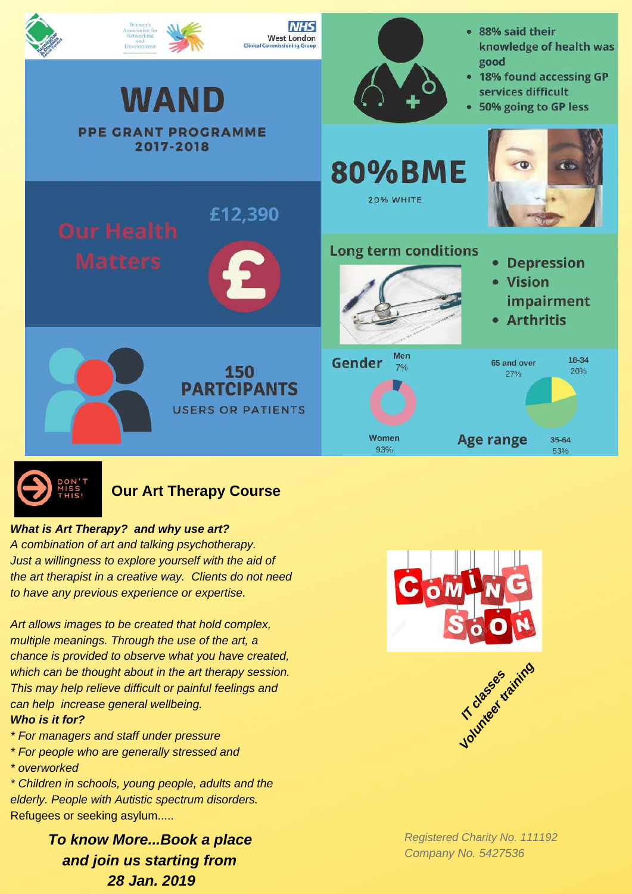Women's Association for Networking and Development

NHS West London Clinical Commissioning Group

# WAND

## PPE GRANT PROGRAMME 2017-2018

Our Health Matters

£12,390

150 PARTCIPANTS

USERS OR PATIENTS

- 88% said their knowledge of health was good
- 18% found accessing GP services difficult
- 50% going to GP less

80%BME

20% WHITE

Long term conditions

- Depression
- Vision impairment
- Arthritis

Gender

Men 7%

Women 93%

Age range

65 and over 27%

18-34 20%

35-64 53%

DON'T MISS THIS!

## Our Art Therapy Course

***What is Art Therapy? and why use art?***

*A combination of art and talking psychotherapy. Just a willingness to explore yourself with the aid of the art therapist in a creative way. Clients do not need to have any previous experience or expertise.*

*Art allows images to be created that hold complex, multiple meanings. Through the use of the art, a chance is provided to observe what you have created, which can be thought about in the art therapy session. This may help relieve difficult or painful feelings and can help increase general wellbeing.*

***Who is it for?***

*\* For managers and staff under pressure*

*\* For people who are generally stressed and*

*\* overworked*

*\* Children in schools, young people, adults and the elderly. People with Autistic spectrum disorders.*

Refugees or seeking asylum.....

***To know More...Book a place and join us starting from 28 Jan. 2019***

COMING SOON

***IT classes***

***Volunteer training***

*Registered Charity No. 111192*

*Company No. 5427536*